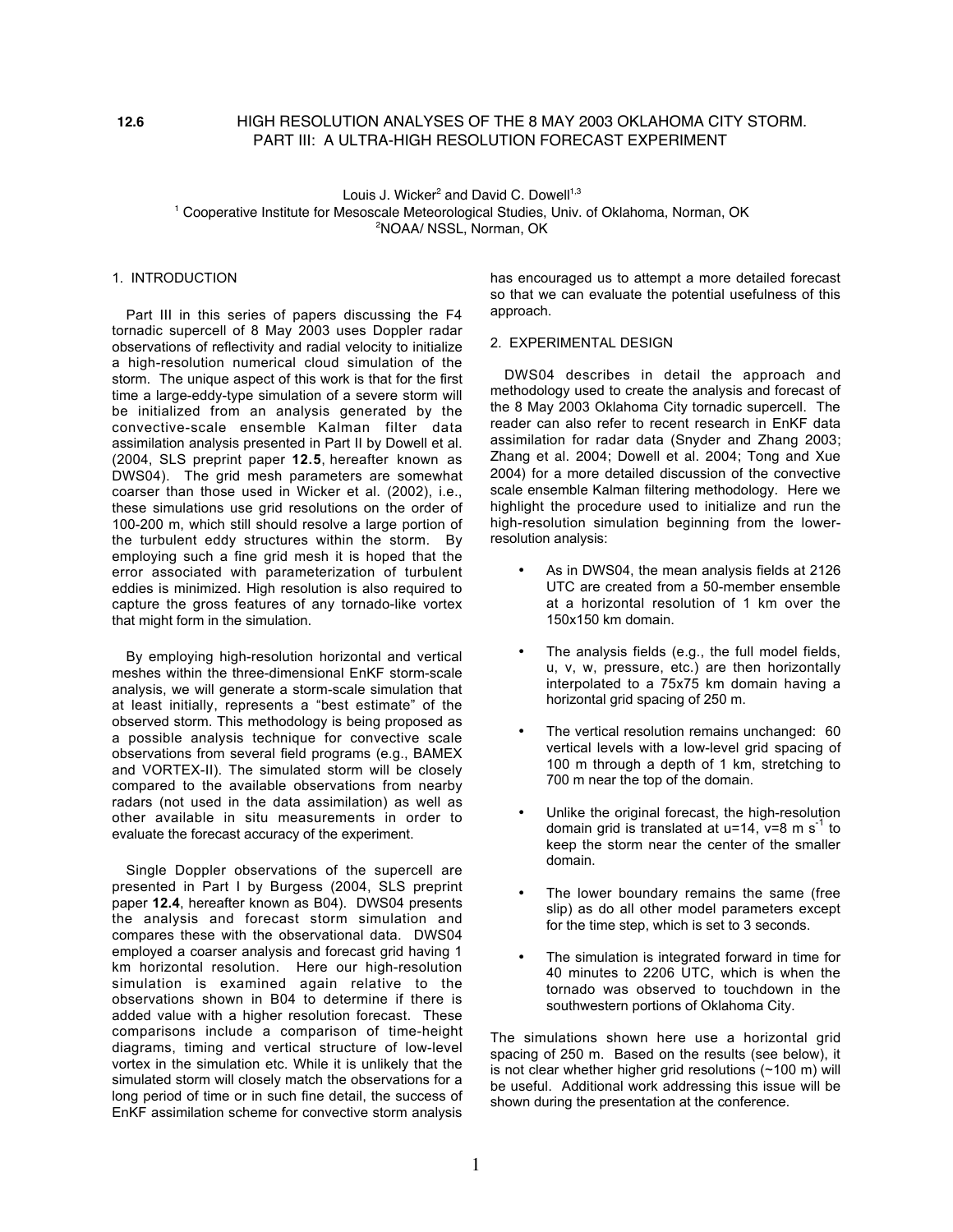**12.6** HIGH RESOLUTION ANALYSES OF THE 8 MAY 2003 OKLAHOMA CITY STORM. PART III: A ULTRA-HIGH RESOLUTION FORECAST EXPERIMENT

Louis J. Wicker[2] and David C. Dowell[1,3]

[1] Cooperative Institute for Mesoscale Meteorological Studies, Univ. of Oklahoma, Norman, OK

[2]NOAA/ NSSL, Norman, OK

## 1. INTRODUCTION

Part III in this series of papers discussing the F4 tornadic supercell of 8 May 2003 uses Doppler radar observations of reflectivity and radial velocity to initialize a high-resolution numerical cloud simulation of the storm. The unique aspect of this work is that for the first time a large-eddy-type simulation of a severe storm will be initialized from an analysis generated by the convective-scale ensemble Kalman filter data assimilation analysis presented in Part II by Dowell et al. (2004, SLS preprint paper **12.5**, hereafter known as DWS04). The grid mesh parameters are somewhat coarser than those used in Wicker et al. (2002), i.e., these simulations use grid resolutions on the order of 100-200 m, which still should resolve a large portion of the turbulent eddy structures within the storm. By employing such a fine grid mesh it is hoped that the error associated with parameterization of turbulent eddies is minimized. High resolution is also required to capture the gross features of any tornado-like vortex that might form in the simulation.

By employing high-resolution horizontal and vertical meshes within the three-dimensional EnKF storm-scale analysis, we will generate a storm-scale simulation that at least initially, represents a "best estimate" of the observed storm. This methodology is being proposed as a possible analysis technique for convective scale observations from several field programs (e.g., BAMEX and VORTEX-II). The simulated storm will be closely compared to the available observations from nearby radars (not used in the data assimilation) as well as other available in situ measurements in order to evaluate the forecast accuracy of the experiment.

Single Doppler observations of the supercell are presented in Part I by Burgess (2004, SLS preprint paper **12.4**, hereafter known as B04). DWS04 presents the analysis and forecast storm simulation and compares these with the observational data. DWS04 employed a coarser analysis and forecast grid having 1 km horizontal resolution. Here our high-resolution simulation is examined again relative to the observations shown in B04 to determine if there is added value with a higher resolution forecast. These comparisons include a comparison of time-height diagrams, timing and vertical structure of low-level vortex in the simulation etc. While it is unlikely that the simulated storm will closely match the observations for a long period of time or in such fine detail, the success of EnKF assimilation scheme for convective storm analysis has encouraged us to attempt a more detailed forecast so that we can evaluate the potential usefulness of this approach.

## 2. EXPERIMENTAL DESIGN

DWS04 describes in detail the approach and methodology used to create the analysis and forecast of the 8 May 2003 Oklahoma City tornadic supercell. The reader can also refer to recent research in EnKF data assimilation for radar data (Snyder and Zhang 2003; Zhang et al. 2004; Dowell et al. 2004; Tong and Xue 2004) for a more detailed discussion of the convective scale ensemble Kalman filtering methodology. Here we highlight the procedure used to initialize and run the high-resolution simulation beginning from the lower-resolution analysis:

- As in DWS04, the mean analysis fields at 2126 UTC are created from a 50-member ensemble at a horizontal resolution of 1 km over the 150x150 km domain.
- The analysis fields (e.g., the full model fields, u, v, w, pressure, etc.) are then horizontally interpolated to a 75x75 km domain having a horizontal grid spacing of 250 m.
- The vertical resolution remains unchanged: 60 vertical levels with a low-level grid spacing of 100 m through a depth of 1 km, stretching to 700 m near the top of the domain.
- Unlike the original forecast, the high-resolution domain grid is translated at u=14, v=8 m $s^{-1}$ to keep the storm near the center of the smaller domain.
- The lower boundary remains the same (free slip) as do all other model parameters except for the time step, which is set to 3 seconds.
- The simulation is integrated forward in time for 40 minutes to 2206 UTC, which is when the tornado was observed to touchdown in the southwestern portions of Oklahoma City.

The simulations shown here use a horizontal grid spacing of 250 m. Based on the results (see below), it is not clear whether higher grid resolutions (~100 m) will be useful. Additional work addressing this issue will be shown during the presentation at the conference.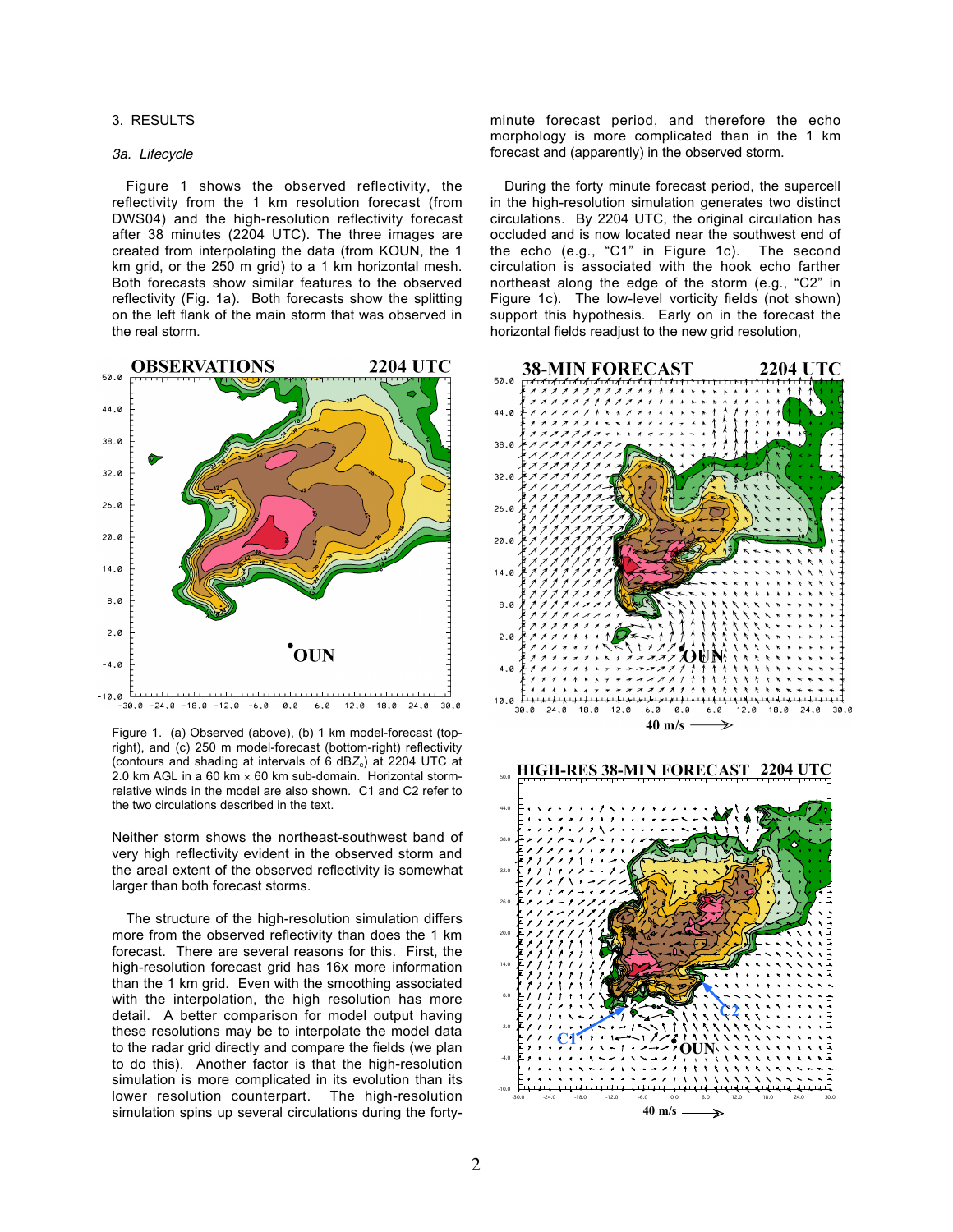## 3. RESULTS

### *3a. Lifecycle*

Figure 1 shows the observed reflectivity, the reflectivity from the 1 km resolution forecast (from DWS04) and the high-resolution reflectivity forecast after 38 minutes (2204 UTC). The three images are created from interpolating the data (from KOUN, the 1 km grid, or the 250 m grid) to a 1 km horizontal mesh. Both forecasts show similar features to the observed reflectivity (Fig. 1a). Both forecasts show the splitting on the left flank of the main storm that was observed in the real storm.

Figure 1. (a) Observed (above), (b) 1 km model-forecast (top-right), and (c) 250 m model-forecast (bottom-right) reflectivity (contours and shading at intervals of 6 dBZ$_e$) at 2.0 km AGL in a 60 km × 60 km sub-domain. Horizontal storm-relative winds in the model are also shown. C1 and C2 refer to the two circulations described in the text.

Neither storm shows the northeast-southwest band of very high reflectivity evident in the observed storm and the areal extent of the observed reflectivity is somewhat larger than both forecast storms.

The structure of the high-resolution simulation differs more from the observed reflectivity than does the 1 km forecast. There are several reasons for this. First, the high-resolution forecast grid has 16x more information than the 1 km grid. Even with the smoothing associated with the interpolation, the high resolution has more detail. A better comparison for model output having these resolutions may be to interpolate the model data to the radar grid directly and compare the fields (we plan to do this). Another factor is that the high-resolution simulation is more complicated in its evolution than its lower resolution counterpart. The high-resolution simulation spins up several circulations during the forty-minute forecast period, and therefore the echo morphology is more complicated than in the 1 km forecast and (apparently) in the observed storm.

During the forty minute forecast period, the supercell in the high-resolution simulation generates two distinct circulations. By 2204 UTC, the original circulation has occluded and is now located near the southwest end of the echo (e.g., "C1" in Figure 1c). The second circulation is associated with the hook echo farther northeast along the edge of the storm (e.g., "C2" in Figure 1c). The low-level vorticity fields (not shown) support this hypothesis. Early on in the forecast the horizontal fields readjust to the new grid resolution,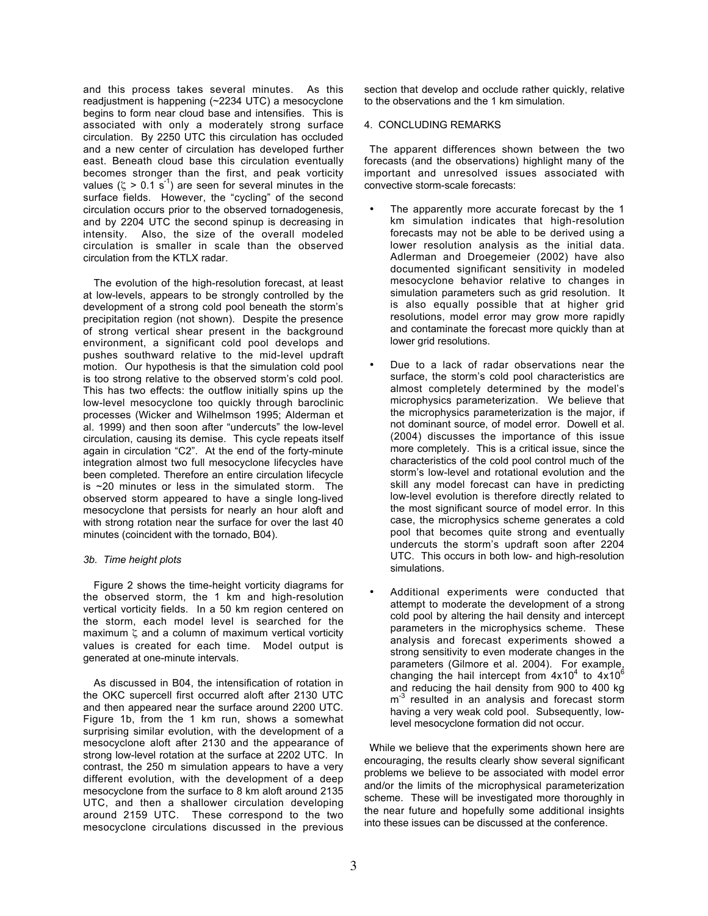and this process takes several minutes. As this readjustment is happening (~2234 UTC) a mesocyclone begins to form near cloud base and intensifies. This is associated with only a moderately strong surface circulation. By 2250 UTC this circulation has occluded and a new center of circulation has developed further east. Beneath cloud base this circulation eventually becomes stronger than the first, and peak vorticity values ($\zeta > 0.1\ s^{-1}$) are seen for several minutes in the surface fields. However, the "cycling" of the second circulation occurs prior to the observed tornadogenesis, and by 2204 UTC the second spinup is decreasing in intensity. Also, the size of the overall modeled circulation is smaller in scale than the observed circulation from the KTLX radar.

The evolution of the high-resolution forecast, at least at low-levels, appears to be strongly controlled by the development of a strong cold pool beneath the storm's precipitation region (not shown). Despite the presence of strong vertical shear present in the background environment, a significant cold pool develops and pushes southward relative to the mid-level updraft motion. Our hypothesis is that the simulation cold pool is too strong relative to the observed storm's cold pool. This has two effects: the outflow initially spins up the low-level mesocyclone too quickly through baroclinic processes (Wicker and Wilhelmson 1995; Alderman et al. 1999) and then soon after "undercuts" the low-level circulation, causing its demise. This cycle repeats itself again in circulation "C2". At the end of the forty-minute integration almost two full mesocyclone lifecycles have been completed. Therefore an entire circulation lifecycle is ~20 minutes or less in the simulated storm. The observed storm appeared to have a single long-lived mesocyclone that persists for nearly an hour aloft and with strong rotation near the surface for over the last 40 minutes (coincident with the tornado, B04).

### *3b. Time height plots*

Figure 2 shows the time-height vorticity diagrams for the observed storm, the 1 km and high-resolution vertical vorticity fields. In a 50 km region centered on the storm, each model level is searched for the maximum $\zeta$ and a column of maximum vertical vorticity values is created for each time. Model output is generated at one-minute intervals.

As discussed in B04, the intensification of rotation in the OKC supercell first occurred aloft after 2130 UTC and then appeared near the surface around 2200 UTC. Figure 1b, from the 1 km run, shows a somewhat surprising similar evolution, with the development of a mesocyclone aloft after 2130 and the appearance of strong low-level rotation at the surface at 2202 UTC. In contrast, the 250 m simulation appears to have a very different evolution, with the development of a deep mesocyclone from the surface to 8 km aloft around 2135 UTC, and then a shallower circulation developing around 2159 UTC. These correspond to the two mesocyclone circulations discussed in the previous section that develop and occlude rather quickly, relative to the observations and the 1 km simulation.

## 4. CONCLUDING REMARKS

The apparent differences shown between the two forecasts (and the observations) highlight many of the important and unresolved issues associated with convective storm-scale forecasts:

- The apparently more accurate forecast by the 1 km simulation indicates that high-resolution forecasts may not be able to be derived using a lower resolution analysis as the initial data. Adlerman and Droegemeier (2002) have also documented significant sensitivity in modeled mesocyclone behavior relative to changes in simulation parameters such as grid resolution. It is also equally possible that at higher grid resolutions, model error may grow more rapidly and contaminate the forecast more quickly than at lower grid resolutions.
- Due to a lack of radar observations near the surface, the storm's cold pool characteristics are almost completely determined by the model's microphysics parameterization. We believe that the microphysics parameterization is the major, if not dominant source, of model error. Dowell et al. (2004) discusses the importance of this issue more completely. This is a critical issue, since the characteristics of the cold pool control much of the storm's low-level and rotational evolution and the skill any model forecast can have in predicting low-level evolution is therefore directly related to the most significant source of model error. In this case, the microphysics scheme generates a cold pool that becomes quite strong and eventually undercuts the storm's updraft soon after 2204 UTC. This occurs in both low- and high-resolution simulations.
- Additional experiments were conducted that attempt to moderate the development of a strong cold pool by altering the hail density and intercept parameters in the microphysics scheme. These analysis and forecast experiments showed a strong sensitivity to even moderate changes in the parameters (Gilmore et al. 2004). For example, changing the hail intercept from $4\times10^{4}$ to $4\times10^{6}$ and reducing the hail density from 900 to 400 kg $m^{-3}$ resulted in an analysis and forecast storm having a very weak cold pool. Subsequently, low-level mesocyclone formation did not occur.

While we believe that the experiments shown here are encouraging, the results clearly show several significant problems we believe to be associated with model error and/or the limits of the microphysical parameterization scheme. These will be investigated more thoroughly in the near future and hopefully some additional insights into these issues can be discussed at the conference.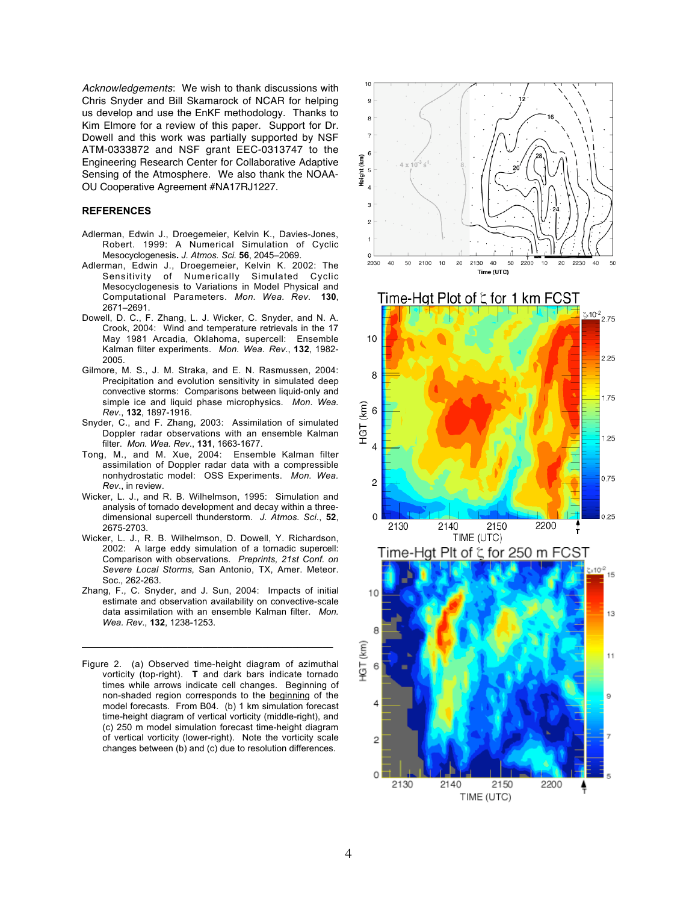*Acknowledgements*: We wish to thank discussions with Chris Snyder and Bill Skamarock of NCAR for helping us develop and use the EnKF methodology. Thanks to Kim Elmore for a review of this paper. Support for Dr. Dowell and this work was partially supported by NSF ATM-0333872 and NSF grant EEC-0313747 to the Engineering Research Center for Collaborative Adaptive Sensing of the Atmosphere. We also thank the NOAA-OU Cooperative Agreement #NA17RJ1227.

## REFERENCES

Adlerman, Edwin J., Droegemeier, Kelvin K., Davies-Jones, Robert. 1999: A Numerical Simulation of Cyclic Mesocyclogenesis. *J. Atmos. Sci.* **56**, 2045–2069.

Adlerman, Edwin J., Droegemeier, Kelvin K. 2002: The Sensitivity of Numerically Simulated Cyclic Mesocyclogenesis to Variations in Model Physical and Computational Parameters. *Mon. Wea. Rev.* **130**, 2671–2691.

Dowell, D. C., F. Zhang, L. J. Wicker, C. Snyder, and N. A. Crook, 2004: Wind and temperature retrievals in the 17 May 1981 Arcadia, Oklahoma, supercell: Ensemble Kalman filter experiments. *Mon. Wea. Rev.*, **132**, 1982-2005.

Gilmore, M. S., J. M. Straka, and E. N. Rasmussen, 2004: Precipitation and evolution sensitivity in simulated deep convective storms: Comparisons between liquid-only and simple ice and liquid phase microphysics. *Mon. Wea. Rev.*, **132**, 1897-1916.

Snyder, C., and F. Zhang, 2003: Assimilation of simulated Doppler radar observations with an ensemble Kalman filter. *Mon. Wea. Rev.*, **131**, 1663-1677.

Tong, M., and M. Xue, 2004: Ensemble Kalman filter assimilation of Doppler radar data with a compressible nonhydrostatic model: OSS Experiments. *Mon. Wea. Rev.*, in review.

Wicker, L. J., and R. B. Wilhelmson, 1995: Simulation and analysis of tornado development and decay within a three-dimensional supercell thunderstorm. *J. Atmos. Sci.*, **52**, 2675-2703.

Wicker, L. J., R. B. Wilhelmson, D. Dowell, Y. Richardson, 2002: A large eddy simulation of a tornadic supercell: Comparison with observations. *Preprints, 21st Conf. on Severe Local Storms*, San Antonio, TX, Amer. Meteor. Soc., 262-263.

Zhang, F., C. Snyder, and J. Sun, 2004: Impacts of initial estimate and observation availability on convective-scale data assimilation with an ensemble Kalman filter. *Mon. Wea. Rev.*, **132**, 1238-1253.

Height (km)
$4 \times 10^{-3}$ s$^{-1}$
8
12
16
20
28
24
2030 40 50 2100 10 20 2130 40 50 2200 10 20 2230 40 50
Time (UTC)

Time-Hgt Plot of ζ for 1 km FCST
HGT (km)
ζ x10$^{-2}$
2.75
2.25
1.75
1.25
0.75
0.25
2130 2140 2150 2200
TIME (UTC)
T

Time-Hgt Plt of ζ for 250 m FCST
HGT (km)
ζ x10$^{-2}$
15
13
11
9
7
5
2130 2140 2150 2200
TIME (UTC)
T

Figure 2. (a) Observed time-height diagram of azimuthal vorticity (top-right). **T** and dark bars indicate tornado times while arrows indicate cell changes. Beginning of non-shaded region corresponds to the beginning of the model forecasts. From B04. (b) 1 km simulation forecast time-height diagram of vertical vorticity (middle-right), and (c) 250 m model simulation forecast time-height diagram of vertical vorticity (lower-right). Note the vorticity scale changes between (b) and (c) due to resolution differences.